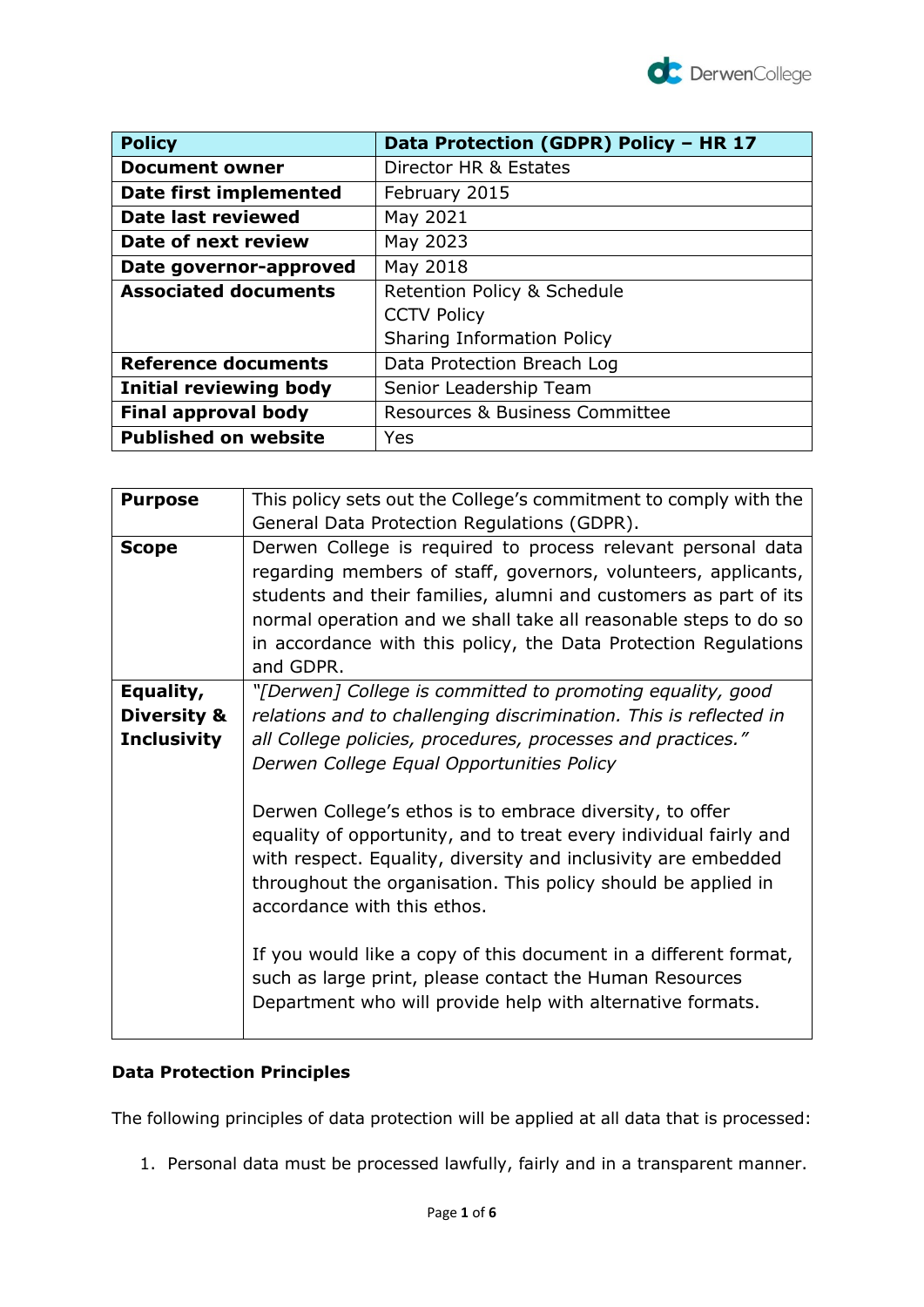| Policy | Data Protection (GDPR) Policy – HR 17 |
|---|---|
| **Document owner** | Director HR & Estates |
| **Date first implemented** | February 2015 |
| **Date last reviewed** | May 2021 |
| **Date of next review** | May 2023 |
| **Date governor-approved** | May 2018 |
| **Associated documents** | Retention Policy & Schedule<br>CCTV Policy<br>Sharing Information Policy |
| **Reference documents** | Data Protection Breach Log |
| **Initial reviewing body** | Senior Leadership Team |
| **Final approval body** | Resources & Business Committee |
| **Published on website** | Yes |

| | |
|---|---|
| **Purpose** | This policy sets out the College's commitment to comply with the General Data Protection Regulations (GDPR). |
| **Scope** | Derwen College is required to process relevant personal data regarding members of staff, governors, volunteers, applicants, students and their families, alumni and customers as part of its normal operation and we shall take all reasonable steps to do so in accordance with this policy, the Data Protection Regulations and GDPR. |
| **Equality, Diversity & Inclusivity** | *"[Derwen] College is committed to promoting equality, good relations and to challenging discrimination. This is reflected in all College policies, procedures, processes and practices." Derwen College Equal Opportunities Policy*<br><br>Derwen College's ethos is to embrace diversity, to offer equality of opportunity, and to treat every individual fairly and with respect. Equality, diversity and inclusivity are embedded throughout the organisation. This policy should be applied in accordance with this ethos.<br><br>If you would like a copy of this document in a different format, such as large print, please contact the Human Resources Department who will provide help with alternative formats. |

**Data Protection Principles**

The following principles of data protection will be applied at all data that is processed:

1. Personal data must be processed lawfully, fairly and in a transparent manner.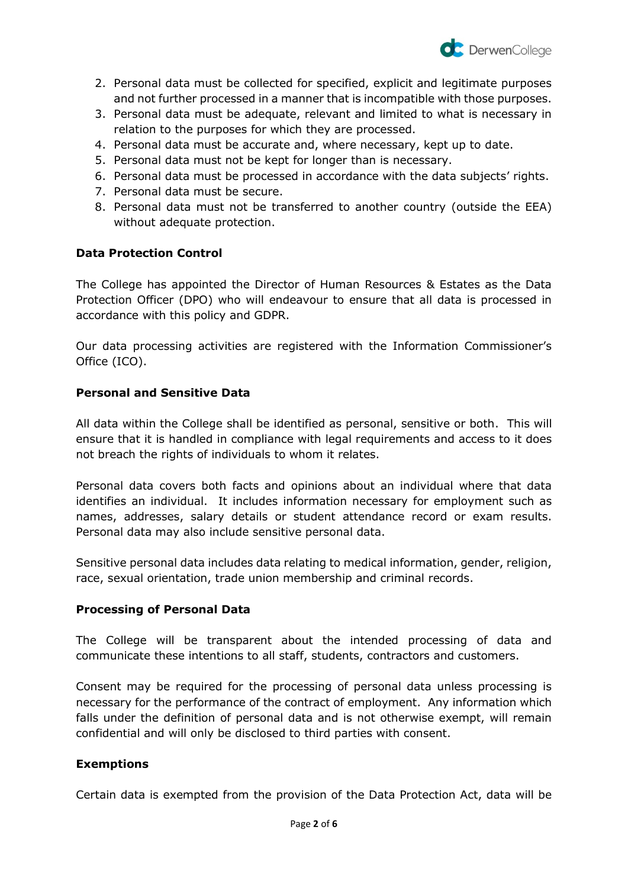2. Personal data must be collected for specified, explicit and legitimate purposes and not further processed in a manner that is incompatible with those purposes.
3. Personal data must be adequate, relevant and limited to what is necessary in relation to the purposes for which they are processed.
4. Personal data must be accurate and, where necessary, kept up to date.
5. Personal data must not be kept for longer than is necessary.
6. Personal data must be processed in accordance with the data subjects' rights.
7. Personal data must be secure.
8. Personal data must not be transferred to another country (outside the EEA) without adequate protection.

**Data Protection Control**

The College has appointed the Director of Human Resources & Estates as the Data Protection Officer (DPO) who will endeavour to ensure that all data is processed in accordance with this policy and GDPR.

Our data processing activities are registered with the Information Commissioner's Office (ICO).

**Personal and Sensitive Data**

All data within the College shall be identified as personal, sensitive or both. This will ensure that it is handled in compliance with legal requirements and access to it does not breach the rights of individuals to whom it relates.

Personal data covers both facts and opinions about an individual where that data identifies an individual. It includes information necessary for employment such as names, addresses, salary details or student attendance record or exam results. Personal data may also include sensitive personal data.

Sensitive personal data includes data relating to medical information, gender, religion, race, sexual orientation, trade union membership and criminal records.

**Processing of Personal Data**

The College will be transparent about the intended processing of data and communicate these intentions to all staff, students, contractors and customers.

Consent may be required for the processing of personal data unless processing is necessary for the performance of the contract of employment. Any information which falls under the definition of personal data and is not otherwise exempt, will remain confidential and will only be disclosed to third parties with consent.

**Exemptions**

Certain data is exempted from the provision of the Data Protection Act, data will be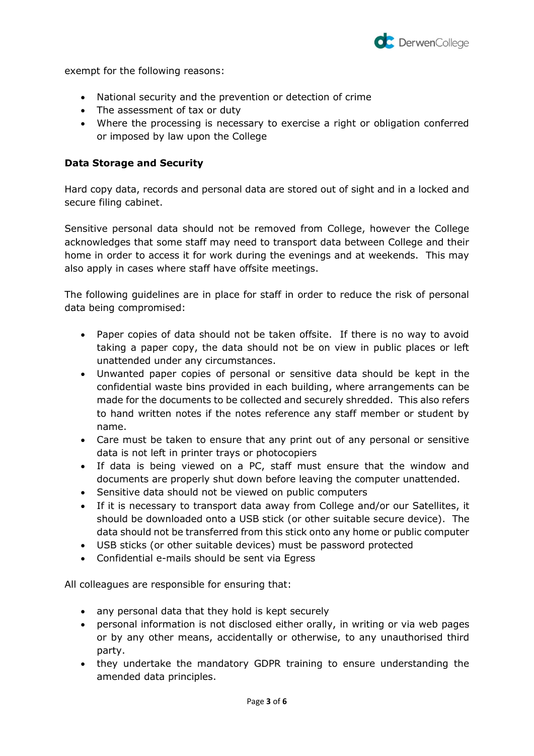exempt for the following reasons:

- National security and the prevention or detection of crime
- The assessment of tax or duty
- Where the processing is necessary to exercise a right or obligation conferred or imposed by law upon the College

**Data Storage and Security**

Hard copy data, records and personal data are stored out of sight and in a locked and secure filing cabinet.

Sensitive personal data should not be removed from College, however the College acknowledges that some staff may need to transport data between College and their home in order to access it for work during the evenings and at weekends. This may also apply in cases where staff have offsite meetings.

The following guidelines are in place for staff in order to reduce the risk of personal data being compromised:

- Paper copies of data should not be taken offsite. If there is no way to avoid taking a paper copy, the data should not be on view in public places or left unattended under any circumstances.
- Unwanted paper copies of personal or sensitive data should be kept in the confidential waste bins provided in each building, where arrangements can be made for the documents to be collected and securely shredded. This also refers to hand written notes if the notes reference any staff member or student by name.
- Care must be taken to ensure that any print out of any personal or sensitive data is not left in printer trays or photocopiers
- If data is being viewed on a PC, staff must ensure that the window and documents are properly shut down before leaving the computer unattended.
- Sensitive data should not be viewed on public computers
- If it is necessary to transport data away from College and/or our Satellites, it should be downloaded onto a USB stick (or other suitable secure device). The data should not be transferred from this stick onto any home or public computer
- USB sticks (or other suitable devices) must be password protected
- Confidential e-mails should be sent via Egress

All colleagues are responsible for ensuring that:

- any personal data that they hold is kept securely
- personal information is not disclosed either orally, in writing or via web pages or by any other means, accidentally or otherwise, to any unauthorised third party.
- they undertake the mandatory GDPR training to ensure understanding the amended data principles.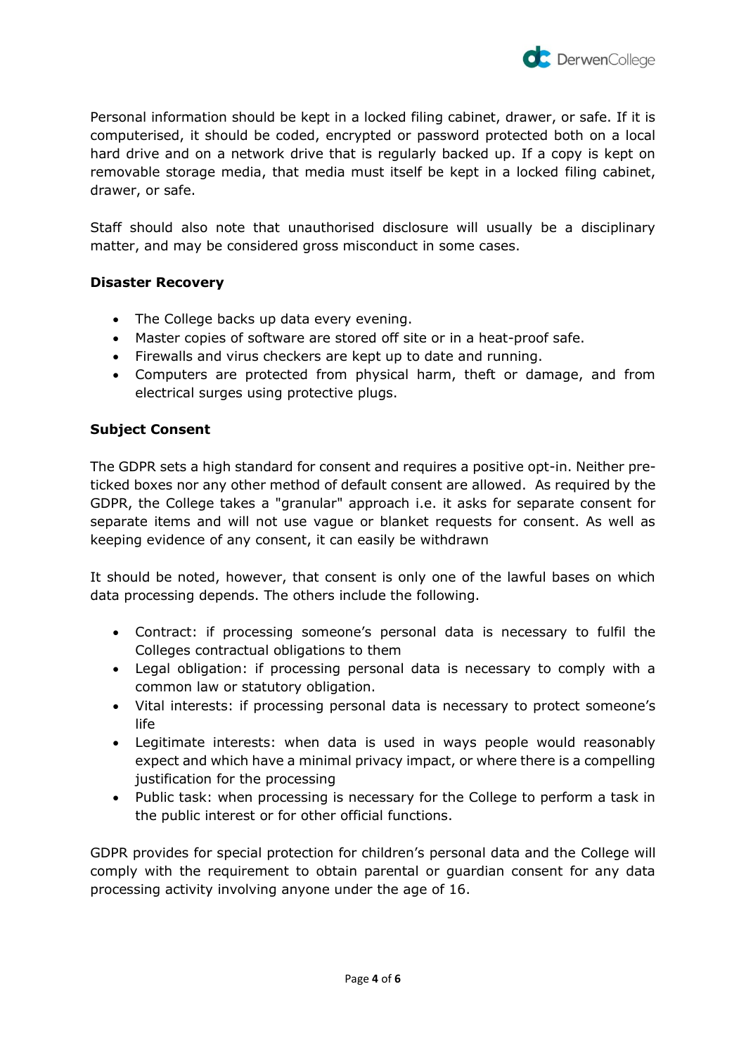Personal information should be kept in a locked filing cabinet, drawer, or safe. If it is computerised, it should be coded, encrypted or password protected both on a local hard drive and on a network drive that is regularly backed up. If a copy is kept on removable storage media, that media must itself be kept in a locked filing cabinet, drawer, or safe.

Staff should also note that unauthorised disclosure will usually be a disciplinary matter, and may be considered gross misconduct in some cases.

**Disaster Recovery**

- The College backs up data every evening.
- Master copies of software are stored off site or in a heat-proof safe.
- Firewalls and virus checkers are kept up to date and running.
- Computers are protected from physical harm, theft or damage, and from electrical surges using protective plugs.

**Subject Consent**

The GDPR sets a high standard for consent and requires a positive opt-in. Neither pre-ticked boxes nor any other method of default consent are allowed. As required by the GDPR, the College takes a "granular" approach i.e. it asks for separate consent for separate items and will not use vague or blanket requests for consent. As well as keeping evidence of any consent, it can easily be withdrawn

It should be noted, however, that consent is only one of the lawful bases on which data processing depends. The others include the following.

- Contract: if processing someone's personal data is necessary to fulfil the Colleges contractual obligations to them
- Legal obligation: if processing personal data is necessary to comply with a common law or statutory obligation.
- Vital interests: if processing personal data is necessary to protect someone's life
- Legitimate interests: when data is used in ways people would reasonably expect and which have a minimal privacy impact, or where there is a compelling justification for the processing
- Public task: when processing is necessary for the College to perform a task in the public interest or for other official functions.

GDPR provides for special protection for children's personal data and the College will comply with the requirement to obtain parental or guardian consent for any data processing activity involving anyone under the age of 16.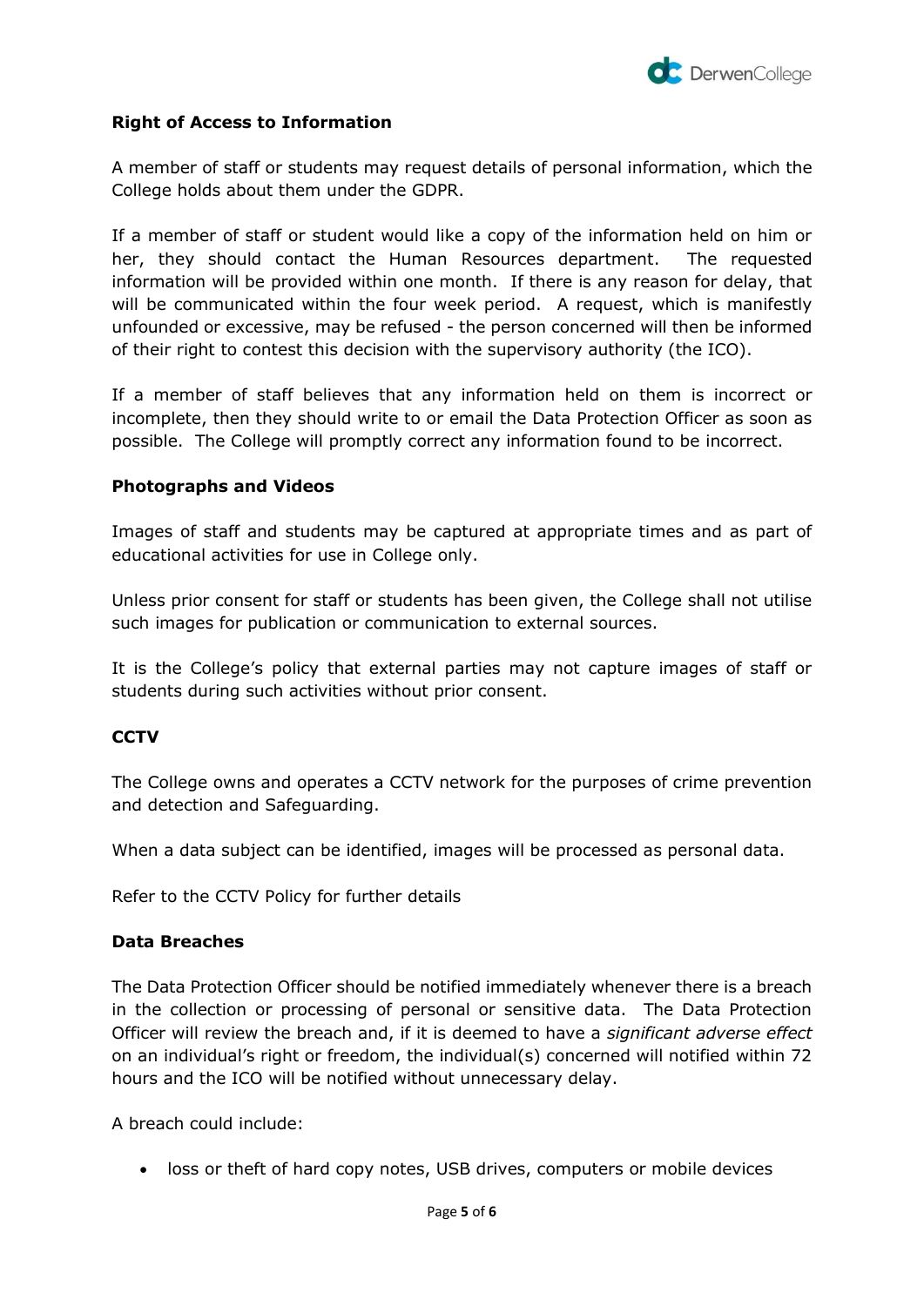**Right of Access to Information**

A member of staff or students may request details of personal information, which the College holds about them under the GDPR.

If a member of staff or student would like a copy of the information held on him or her, they should contact the Human Resources department. The requested information will be provided within one month. If there is any reason for delay, that will be communicated within the four week period. A request, which is manifestly unfounded or excessive, may be refused - the person concerned will then be informed of their right to contest this decision with the supervisory authority (the ICO).

If a member of staff believes that any information held on them is incorrect or incomplete, then they should write to or email the Data Protection Officer as soon as possible. The College will promptly correct any information found to be incorrect.

**Photographs and Videos**

Images of staff and students may be captured at appropriate times and as part of educational activities for use in College only.

Unless prior consent for staff or students has been given, the College shall not utilise such images for publication or communication to external sources.

It is the College's policy that external parties may not capture images of staff or students during such activities without prior consent.

**CCTV**

The College owns and operates a CCTV network for the purposes of crime prevention and detection and Safeguarding.

When a data subject can be identified, images will be processed as personal data.

Refer to the CCTV Policy for further details

**Data Breaches**

The Data Protection Officer should be notified immediately whenever there is a breach in the collection or processing of personal or sensitive data. The Data Protection Officer will review the breach and, if it is deemed to have a *significant adverse effect* on an individual's right or freedom, the individual(s) concerned will notified within 72 hours and the ICO will be notified without unnecessary delay.

A breach could include:

- loss or theft of hard copy notes, USB drives, computers or mobile devices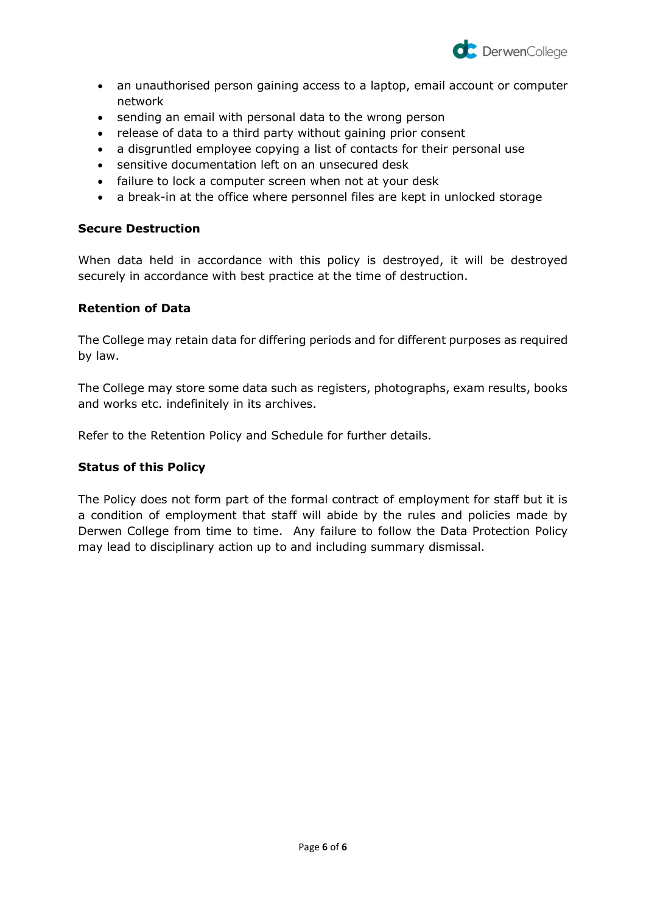- an unauthorised person gaining access to a laptop, email account or computer network
- sending an email with personal data to the wrong person
- release of data to a third party without gaining prior consent
- a disgruntled employee copying a list of contacts for their personal use
- sensitive documentation left on an unsecured desk
- failure to lock a computer screen when not at your desk
- a break-in at the office where personnel files are kept in unlocked storage

**Secure Destruction**

When data held in accordance with this policy is destroyed, it will be destroyed securely in accordance with best practice at the time of destruction.

**Retention of Data**

The College may retain data for differing periods and for different purposes as required by law.

The College may store some data such as registers, photographs, exam results, books and works etc. indefinitely in its archives.

Refer to the Retention Policy and Schedule for further details.

**Status of this Policy**

The Policy does not form part of the formal contract of employment for staff but it is a condition of employment that staff will abide by the rules and policies made by Derwen College from time to time. Any failure to follow the Data Protection Policy may lead to disciplinary action up to and including summary dismissal.